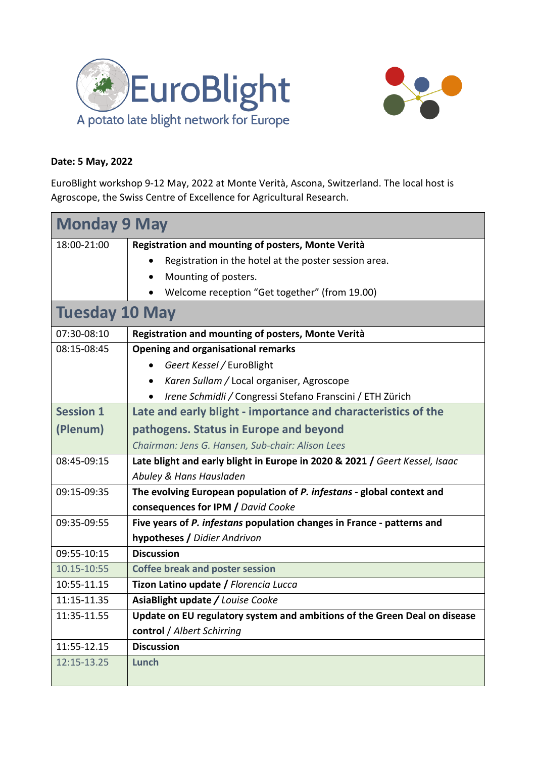EuroBlight

A potato late blight network for Europe

**Date: 5 May, 2022**

EuroBlight workshop 9-12 May, 2022 at Monte Verità, Ascona, Switzerland. The local host is Agroscope, the Swiss Centre of Excellence for Agricultural Research.

| **Monday 9 May** | |
|---|---|
| 18:00-21:00 | **Registration and mounting of posters, Monte Verità**<br>• Registration in the hotel at the poster session area.<br>• Mounting of posters.<br>• Welcome reception "Get together" (from 19.00) |
| **Tuesday 10 May** | |
| 07:30-08:10 | **Registration and mounting of posters, Monte Verità** |
| 08:15-08:45 | **Opening and organisational remarks**<br>• *Geert Kessel* / EuroBlight<br>• *Karen Sullam* / Local organiser, Agroscope<br>• *Irene Schmidli* / Congressi Stefano Franscini / ETH Zürich |
| **Session 1 (Plenum)** | **Late and early blight - importance and characteristics of the pathogens. Status in Europe and beyond**<br>*Chairman: Jens G. Hansen, Sub-chair: Alison Lees* |
| 08:45-09:15 | **Late blight and early blight in Europe in 2020 & 2021 /** *Geert Kessel, Isaac Abuley & Hans Hausladen* |
| 09:15-09:35 | **The evolving European population of *P. infestans* - global context and consequences for IPM /** *David Cooke* |
| 09:35-09:55 | **Five years of *P. infestans* population changes in France - patterns and hypotheses /** *Didier Andrivon* |
| 09:55-10:15 | **Discussion** |
| 10.15-10.55 | **Coffee break and poster session** |
| 10:55-11.15 | **Tizon Latino update /** *Florencia Lucca* |
| 11:15-11.35 | **AsiaBlight update /** *Louise Cooke* |
| 11:35-11.55 | **Update on EU regulatory system and ambitions of the Green Deal on disease control** / *Albert Schirring* |
| 11:55-12.15 | **Discussion** |
| 12:15-13.25 | **Lunch** |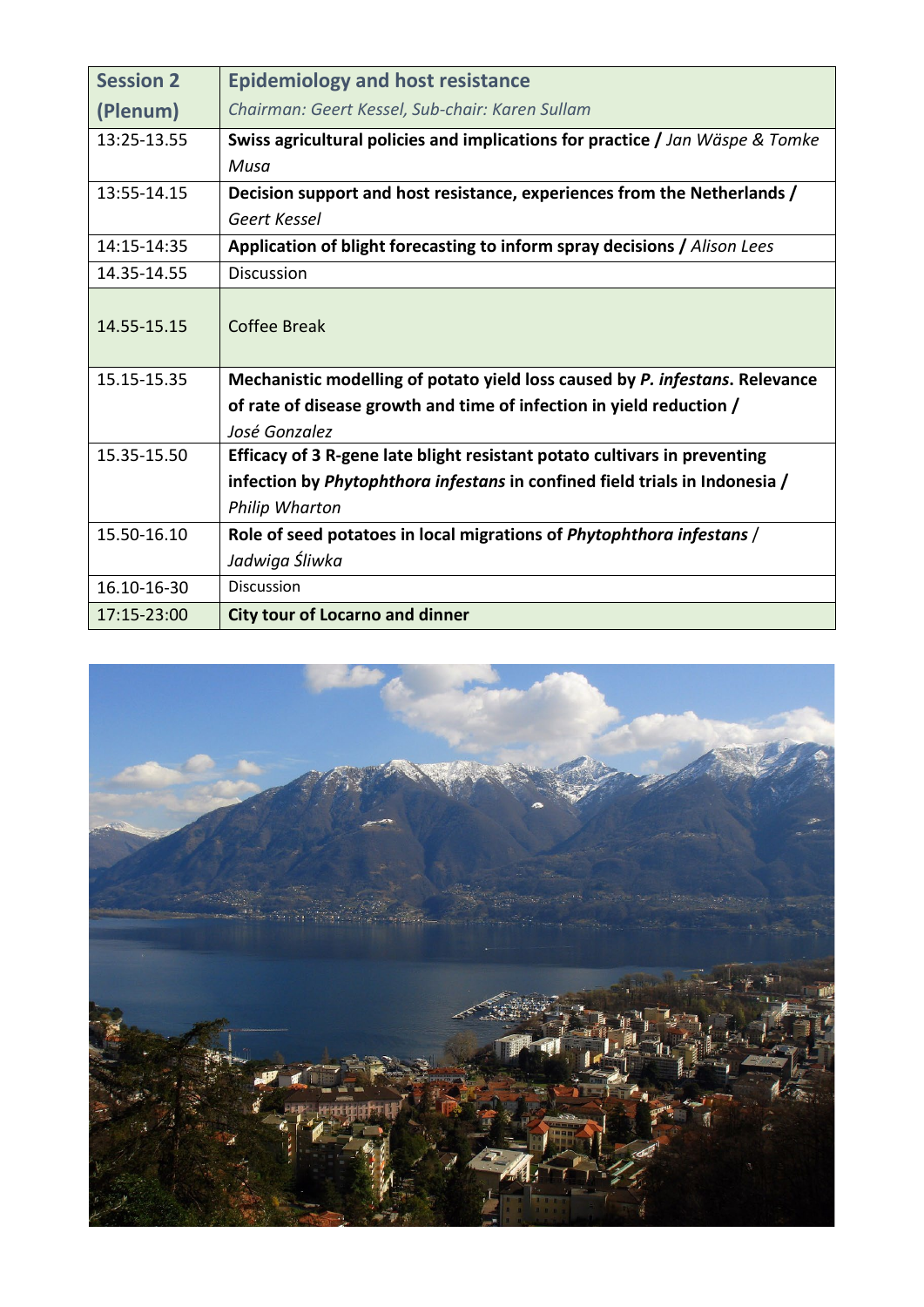| **Session 2 (Plenum)** | **Epidemiology and host resistance** *Chairman: Geert Kessel, Sub-chair: Karen Sullam* |
|---|---|
| 13:25-13.55 | **Swiss agricultural policies and implications for practice /** *Jan Wäspe & Tomke Musa* |
| 13:55-14.15 | **Decision support and host resistance, experiences from the Netherlands /** *Geert Kessel* |
| 14:15-14:35 | **Application of blight forecasting to inform spray decisions /** *Alison Lees* |
| 14.35-14.55 | Discussion |
| 14.55-15.15 | Coffee Break |
| 15.15-15.35 | **Mechanistic modelling of potato yield loss caused by *P. infestans*. Relevance of rate of disease growth and time of infection in yield reduction /** *José Gonzalez* |
| 15.35-15.50 | **Efficacy of 3 R-gene late blight resistant potato cultivars in preventing infection by *Phytophthora infestans* in confined field trials in Indonesia /** *Philip Wharton* |
| 15.50-16.10 | **Role of seed potatoes in local migrations of *Phytophthora infestans*** / *Jadwiga Śliwka* |
| 16.10-16-30 | Discussion |
| 17:15-23:00 | **City tour of Locarno and dinner** |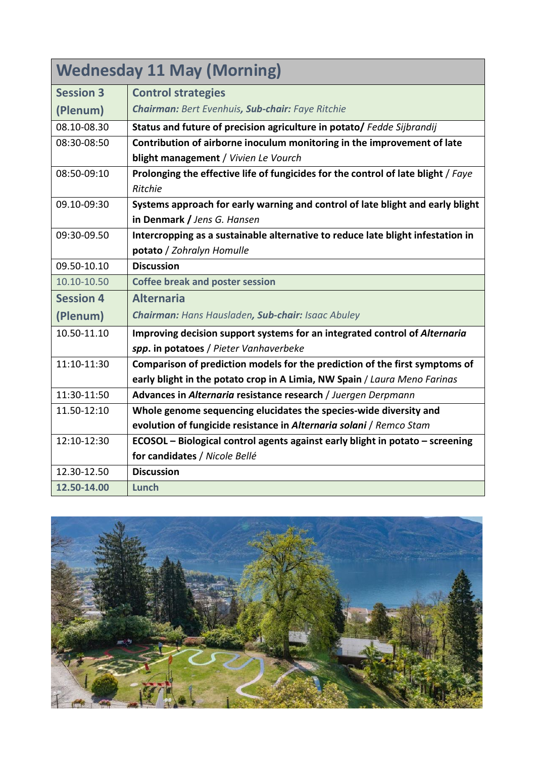| **Wednesday 11 May (Morning)** | |
|---|---|
| **Session 3 (Plenum)** | **Control strategies** *__Chairman:__ Bert Evenhuis, __Sub-chair:__ Faye Ritchie* |
| 08.10-08.30 | **Status and future of precision agriculture in potato/** *Fedde Sijbrandij* |
| 08:30-08:50 | **Contribution of airborne inoculum monitoring in the improvement of late blight management** / *Vivien Le Vourch* |
| 08:50-09:10 | **Prolonging the effective life of fungicides for the control of late blight** / *Faye Ritchie* |
| 09.10-09:30 | **Systems approach for early warning and control of late blight and early blight in Denmark /** *Jens G. Hansen* |
| 09:30-09.50 | **Intercropping as a sustainable alternative to reduce late blight infestation in potato** / *Zohralyn Homulle* |
| 09.50-10.10 | **Discussion** |
| 10.10-10.50 | **Coffee break and poster session** |
| **Session 4 (Plenum)** | **Alternaria** *__Chairman:__ Hans Hausladen, __Sub-chair:__ Isaac Abuley* |
| 10.50-11.10 | **Improving decision support systems for an integrated control of *Alternaria spp.* in potatoes** / *Pieter Vanhaverbeke* |
| 11:10-11:30 | **Comparison of prediction models for the prediction of the first symptoms of early blight in the potato crop in A Limia, NW Spain** / *Laura Meno Farinas* |
| 11:30-11:50 | **Advances in *Alternaria* resistance research** / *Juergen Derpmann* |
| 11.50-12:10 | **Whole genome sequencing elucidates the species-wide diversity and evolution of fungicide resistance in *Alternaria solani*** / *Remco Stam* |
| 12:10-12:30 | **ECOSOL – Biological control agents against early blight in potato – screening for candidates** / *Nicole Bellé* |
| 12.30-12.50 | **Discussion** |
| **12.50-14.00** | **Lunch** |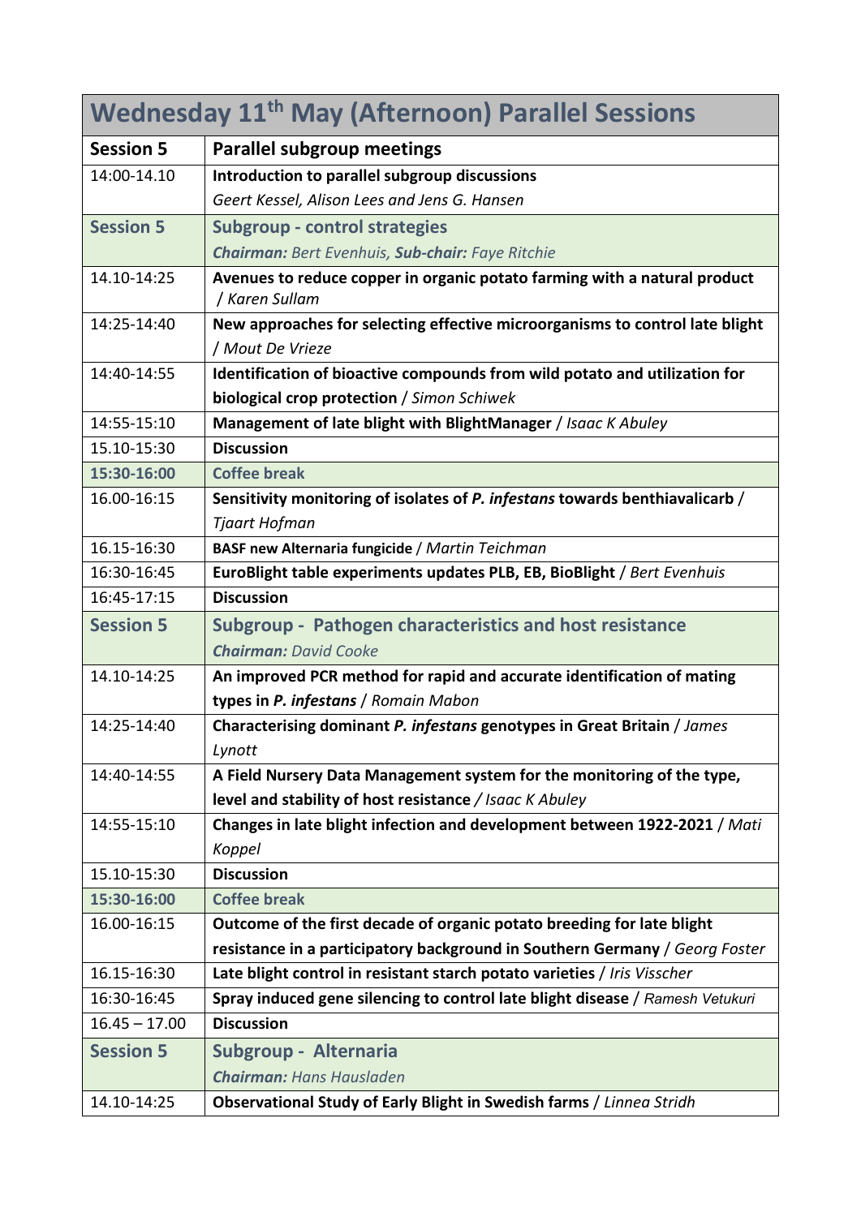# Wednesday 11th May (Afternoon) Parallel Sessions

| Session 5 | Parallel subgroup meetings |
|---|---|
| 14:00-14.10 | **Introduction to parallel subgroup discussions** *Geert Kessel, Alison Lees and Jens G. Hansen* |
| **Session 5** | **Subgroup - control strategies** ***Chairman:*** *Bert Evenhuis,* ***Sub-chair:*** *Faye Ritchie* |
| 14.10-14:25 | **Avenues to reduce copper in organic potato farming with a natural product** / *Karen Sullam* |
| 14:25-14:40 | **New approaches for selecting effective microorganisms to control late blight** / *Mout De Vrieze* |
| 14:40-14:55 | **Identification of bioactive compounds from wild potato and utilization for biological crop protection** / *Simon Schiwek* |
| 14:55-15:10 | **Management of late blight with BlightManager** / *Isaac K Abuley* |
| 15.10-15:30 | **Discussion** |
| **15:30-16:00** | **Coffee break** |
| 16.00-16:15 | **Sensitivity monitoring of isolates of *P. infestans* towards benthiavalicarb** / *Tjaart Hofman* |
| 16.15-16:30 | **BASF new Alternaria fungicide** / *Martin Teichman* |
| 16:30-16:45 | **EuroBlight table experiments updates PLB, EB, BioBlight** / *Bert Evenhuis* |
| 16:45-17:15 | **Discussion** |
| **Session 5** | **Subgroup - Pathogen characteristics and host resistance** ***Chairman:*** *David Cooke* |
| 14.10-14:25 | **An improved PCR method for rapid and accurate identification of mating types in *P. infestans*** / *Romain Mabon* |
| 14:25-14:40 | **Characterising dominant *P. infestans* genotypes in Great Britain** / *James Lynott* |
| 14:40-14:55 | **A Field Nursery Data Management system for the monitoring of the type, level and stability of host resistance** / *Isaac K Abuley* |
| 14:55-15:10 | **Changes in late blight infection and development between 1922-2021** / *Mati Koppel* |
| 15.10-15:30 | **Discussion** |
| **15:30-16:00** | **Coffee break** |
| 16.00-16:15 | **Outcome of the first decade of organic potato breeding for late blight resistance in a participatory background in Southern Germany** / *Georg Foster* |
| 16.15-16:30 | **Late blight control in resistant starch potato varieties** / *Iris Visscher* |
| 16:30-16:45 | **Spray induced gene silencing to control late blight disease** / *Ramesh Vetukuri* |
| 16.45 – 17.00 | **Discussion** |
| **Session 5** | **Subgroup - Alternaria** ***Chairman:*** *Hans Hausladen* |
| 14.10-14:25 | **Observational Study of Early Blight in Swedish farms** / *Linnea Stridh* |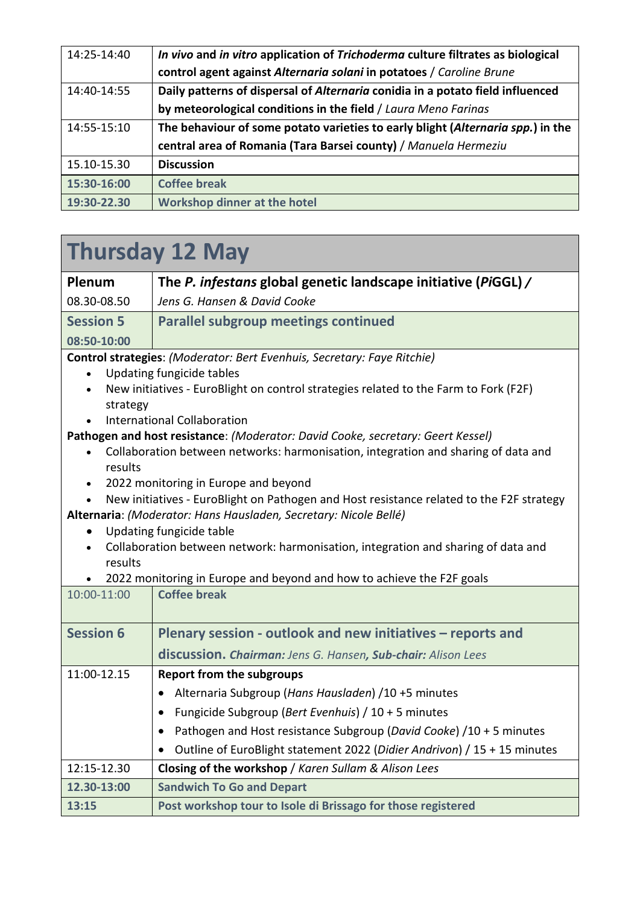| | |
|---|---|
| 14:25-14:40 | ***In vivo*** **and** ***in vitro*** **application of** ***Trichoderma*** **culture filtrates as biological control agent against** ***Alternaria solani*** **in potatoes** / *Caroline Brune* |
| 14:40-14:55 | **Daily patterns of dispersal of** ***Alternaria*** **conidia in a potato field influenced by meteorological conditions in the field** / *Laura Meno Farinas* |
| 14:55-15:10 | **The behaviour of some potato varieties to early blight (*Alternaria spp.*) in the central area of Romania (Tara Barsei county)** / *Manuela Hermeziu* |
| 15.10-15.30 | **Discussion** |
| **15:30-16:00** | **Coffee break** |
| **19:30-22.30** | **Workshop dinner at the hotel** |

# Thursday 12 May

| | |
|---|---|
| **Plenum** 08.30-08.50 | **The *P. infestans* global genetic landscape initiative (*Pi*GGL) /** *Jens G. Hansen & David Cooke* |
| **Session 5** **08:50-10:00** | **Parallel subgroup meetings continued** |

**Control strategies**: *(Moderator: Bert Evenhuis, Secretary: Faye Ritchie)*

- Updating fungicide tables
- New initiatives - EuroBlight on control strategies related to the Farm to Fork (F2F) strategy
- International Collaboration

**Pathogen and host resistance**: *(Moderator: David Cooke, secretary: Geert Kessel)*

- Collaboration between networks: harmonisation, integration and sharing of data and results
- 2022 monitoring in Europe and beyond
- New initiatives - EuroBlight on Pathogen and Host resistance related to the F2F strategy

**Alternaria**: *(Moderator: Hans Hausladen, Secretary: Nicole Bellé)*

- Updating fungicide table
- Collaboration between network: harmonisation, integration and sharing of data and results
- 2022 monitoring in Europe and beyond and how to achieve the F2F goals

| | |
|---|---|
| 10:00-11:00 | **Coffee break** |
| **Session 6** | **Plenary session - outlook and new initiatives – reports and discussion.** ***Chairman:*** *Jens G. Hansen*, ***Sub-chair:*** *Alison Lees* |
| 11:00-12.15 | **Report from the subgroups**<br>• Alternaria Subgroup (*Hans Hausladen*) /10 +5 minutes<br>• Fungicide Subgroup (*Bert Evenhuis*) / 10 + 5 minutes<br>• Pathogen and Host resistance Subgroup (*David Cooke*) /10 + 5 minutes<br>• Outline of EuroBlight statement 2022 (*Didier Andrivon*) / 15 + 15 minutes |
| 12:15-12.30 | **Closing of the workshop** / *Karen Sullam & Alison Lees* |
| **12.30-13:00** | **Sandwich To Go and Depart** |
| **13:15** | **Post workshop tour to Isole di Brissago for those registered** |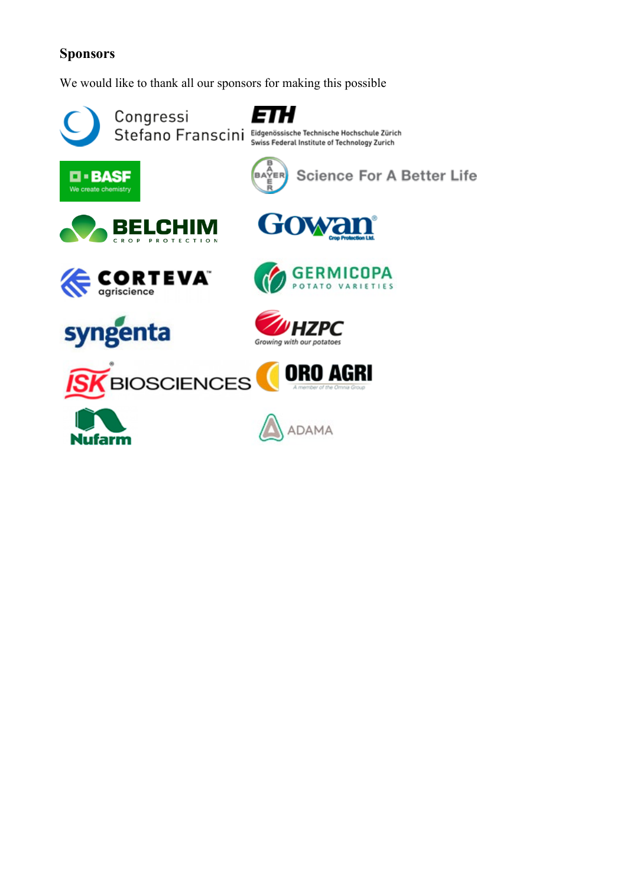**Sponsors**

We would like to thank all our sponsors for making this possible